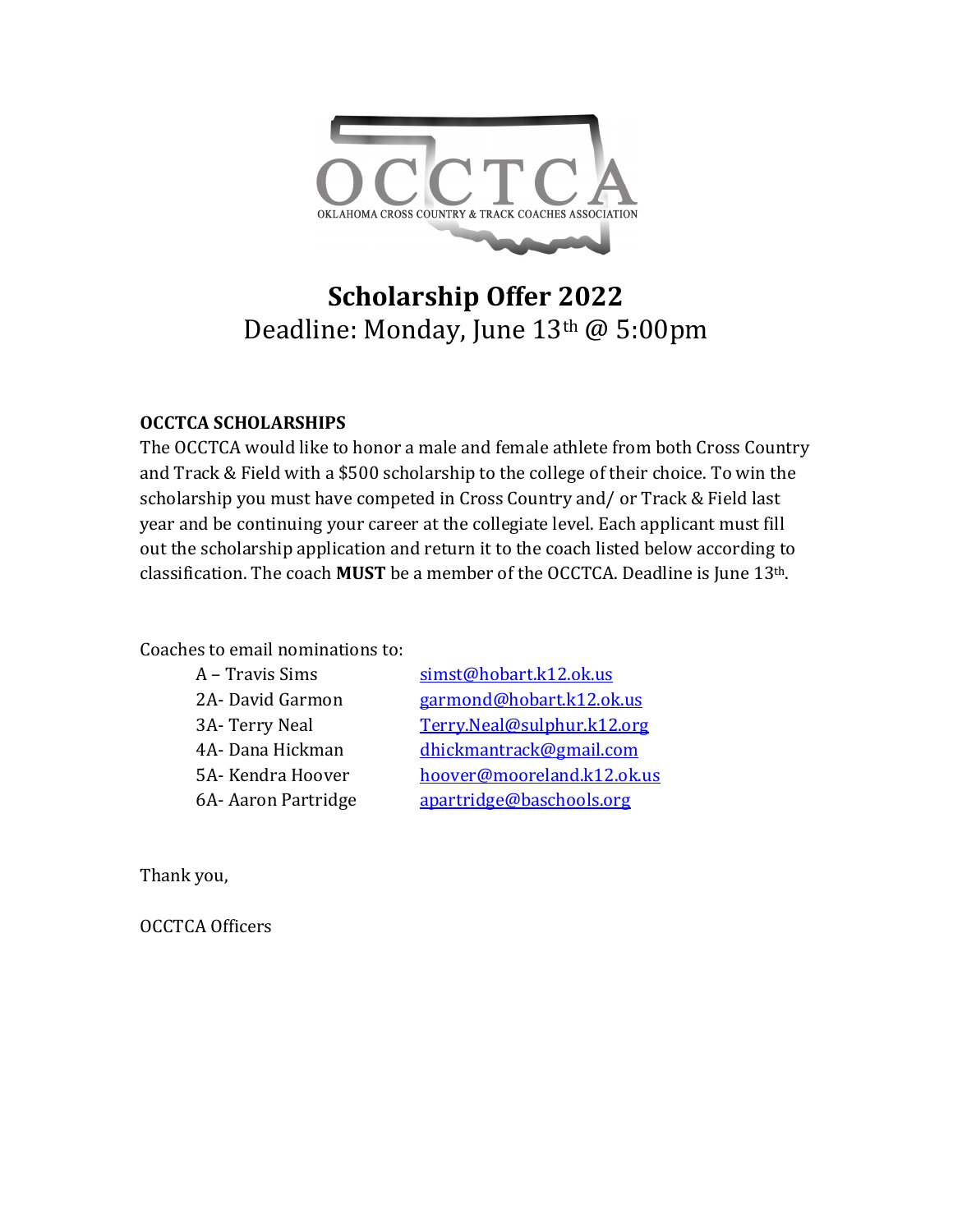OCCTCA

OKLAHOMA CROSS COUNTRY & TRACK COACHES ASSOCIATION

# Scholarship Offer 2022

Deadline: Monday, June 13th @ 5:00pm

**OCCTCA SCHOLARSHIPS**

The OCCTCA would like to honor a male and female athlete from both Cross Country and Track & Field with a $500 scholarship to the college of their choice. To win the scholarship you must have competed in Cross Country and/ or Track & Field last year and be continuing your career at the collegiate level. Each applicant must fill out the scholarship application and return it to the coach listed below according to classification. The coach **MUST** be a member of the OCCTCA. Deadline is June 13th.

Coaches to email nominations to:

| | |
|---|---|
| A – Travis Sims | simst@hobart.k12.ok.us |
| 2A- David Garmon | garmond@hobart.k12.ok.us |
| 3A- Terry Neal | Terry.Neal@sulphur.k12.org |
| 4A- Dana Hickman | dhickmantrack@gmail.com |
| 5A- Kendra Hoover | hoover@mooreland.k12.ok.us |
| 6A- Aaron Partridge | apartridge@baschools.org |

Thank you,

OCCTCA Officers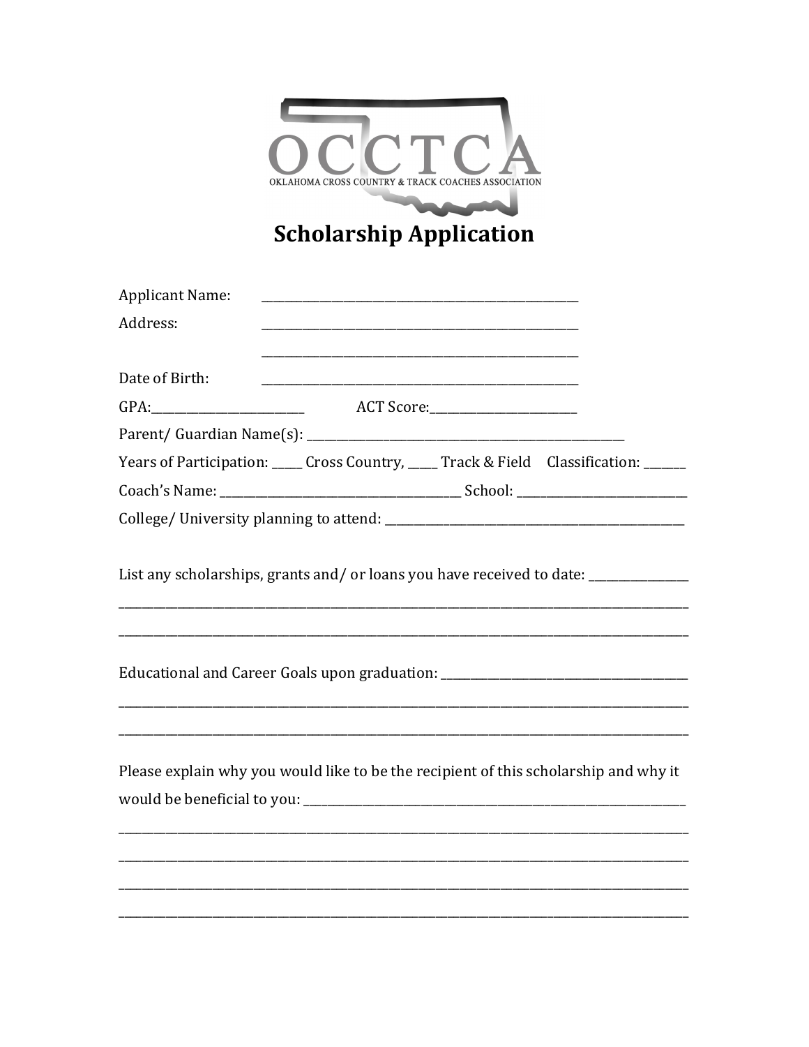OCCTCA

OKLAHOMA CROSS COUNTRY & TRACK COACHES ASSOCIATION

# Scholarship Application

Applicant Name: ______________________________________________

Address: ______________________________________________

______________________________________________

Date of Birth: ______________________________________________

GPA: ________________________ ACT Score: ______________________

Parent/ Guardian Name(s): ______________________________________________

Years of Participation: _____ Cross Country, _____ Track & Field Classification: _______

Coach's Name: ______________________________________ School: ___________________________

College/ University planning to attend: ______________________________________________

List any scholarships, grants and/ or loans you have received to date: ________________

______________________________________________________________________________

______________________________________________________________________________

Educational and Career Goals upon graduation: ______________________________________

______________________________________________________________________________

______________________________________________________________________________

Please explain why you would like to be the recipient of this scholarship and why it would be beneficial to you: ______________________________________________________

______________________________________________________________________________

______________________________________________________________________________

______________________________________________________________________________

______________________________________________________________________________